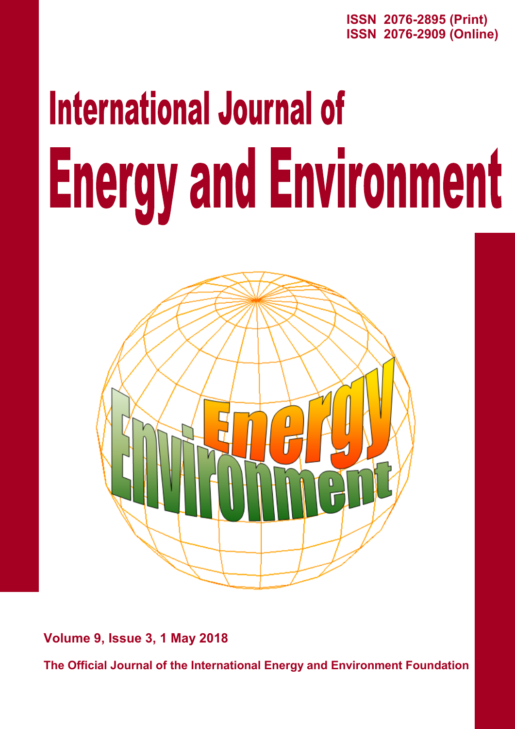ISSN 2076-2895 (Print)
ISSN 2076-2909 (Online)

# International Journal of

# Energy and Environment

**Volume 9, Issue 3, 1 May 2018**

**The Official Journal of the International Energy and Environment Foundation**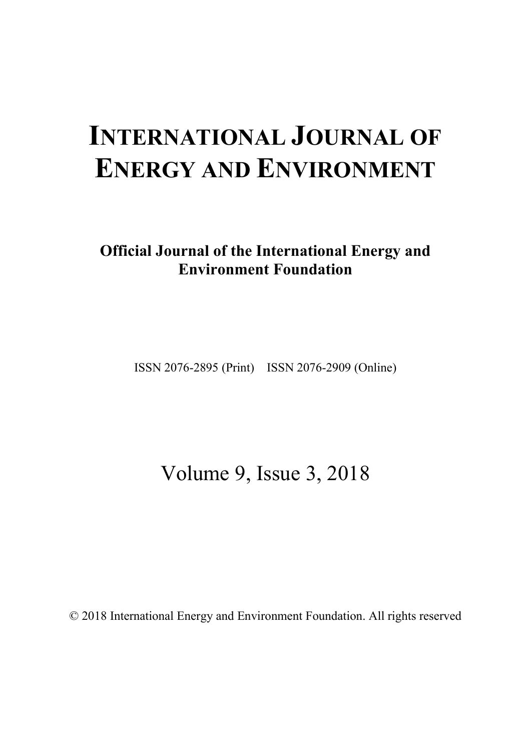# INTERNATIONAL JOURNAL OF ENERGY AND ENVIRONMENT

**Official Journal of the International Energy and Environment Foundation**

ISSN 2076-2895 (Print) ISSN 2076-2909 (Online)

Volume 9, Issue 3, 2018

© 2018 International Energy and Environment Foundation. All rights reserved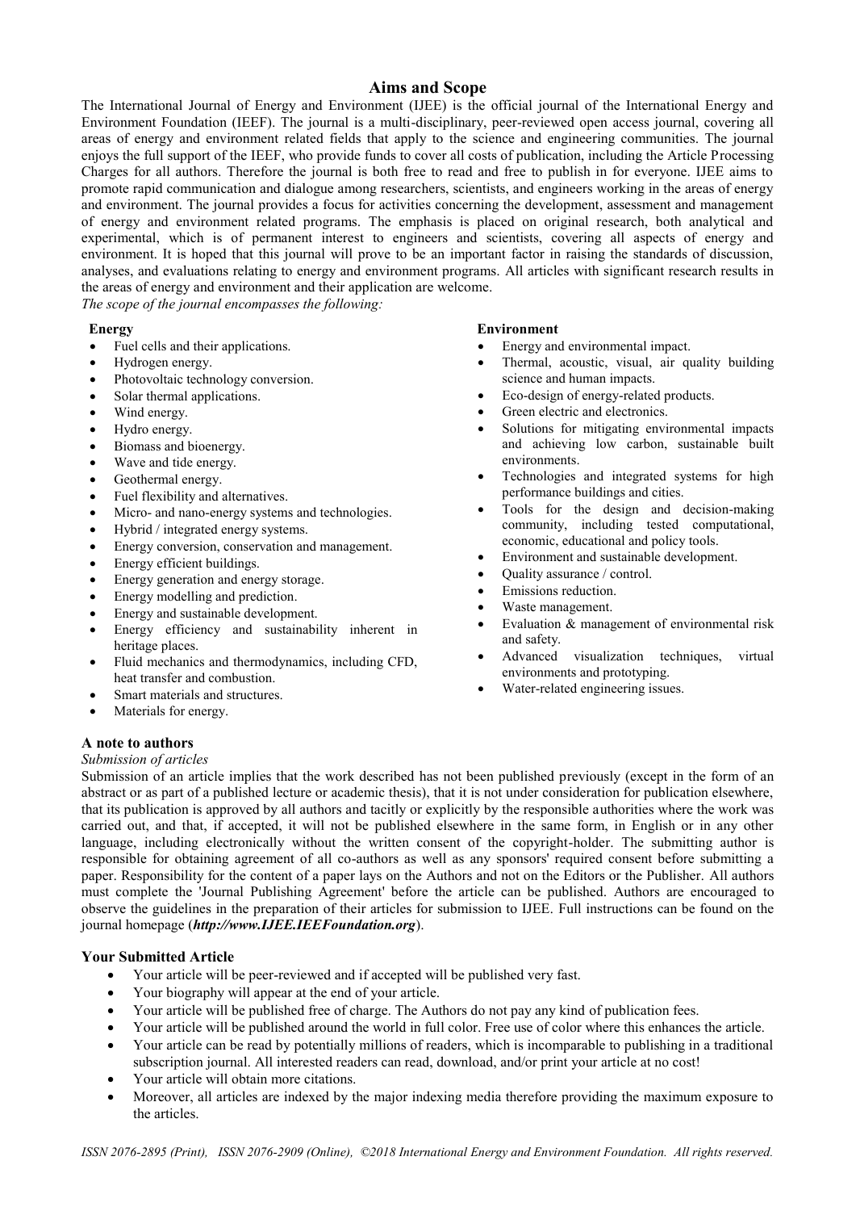## Aims and Scope

The International Journal of Energy and Environment (IJEE) is the official journal of the International Energy and Environment Foundation (IEEF). The journal is a multi-disciplinary, peer-reviewed open access journal, covering all areas of energy and environment related fields that apply to the science and engineering communities. The journal enjoys the full support of the IEEF, who provide funds to cover all costs of publication, including the Article Processing Charges for all authors. Therefore the journal is both free to read and free to publish in for everyone. IJEE aims to promote rapid communication and dialogue among researchers, scientists, and engineers working in the areas of energy and environment. The journal provides a focus for activities concerning the development, assessment and management of energy and environment related programs. The emphasis is placed on original research, both analytical and experimental, which is of permanent interest to engineers and scientists, covering all aspects of energy and environment. It is hoped that this journal will prove to be an important factor in raising the standards of discussion, analyses, and evaluations relating to energy and environment programs. All articles with significant research results in the areas of energy and environment and their application are welcome.

*The scope of the journal encompasses the following:*

**Energy**

- Fuel cells and their applications.
- Hydrogen energy.
- Photovoltaic technology conversion.
- Solar thermal applications.
- Wind energy.
- Hydro energy.
- Biomass and bioenergy.
- Wave and tide energy.
- Geothermal energy.
- Fuel flexibility and alternatives.
- Micro- and nano-energy systems and technologies.
- Hybrid / integrated energy systems.
- Energy conversion, conservation and management.
- Energy efficient buildings.
- Energy generation and energy storage.
- Energy modelling and prediction.
- Energy and sustainable development.
- Energy efficiency and sustainability inherent in heritage places.
- Fluid mechanics and thermodynamics, including CFD, heat transfer and combustion.
- Smart materials and structures.
- Materials for energy.

**Environment**

- Energy and environmental impact.
- Thermal, acoustic, visual, air quality building science and human impacts.
- Eco-design of energy-related products.
- Green electric and electronics.
- Solutions for mitigating environmental impacts and achieving low carbon, sustainable built environments.
- Technologies and integrated systems for high performance buildings and cities.
- Tools for the design and decision-making community, including tested computational, economic, educational and policy tools.
- Environment and sustainable development.
- Quality assurance / control.
- Emissions reduction.
- Waste management.
- Evaluation & management of environmental risk and safety.
- Advanced visualization techniques, virtual environments and prototyping.
- Water-related engineering issues.

### A note to authors

*Submission of articles*

Submission of an article implies that the work described has not been published previously (except in the form of an abstract or as part of a published lecture or academic thesis), that it is not under consideration for publication elsewhere, that its publication is approved by all authors and tacitly or explicitly by the responsible authorities where the work was carried out, and that, if accepted, it will not be published elsewhere in the same form, in English or in any other language, including electronically without the written consent of the copyright-holder. The submitting author is responsible for obtaining agreement of all co-authors as well as any sponsors' required consent before submitting a paper. Responsibility for the content of a paper lays on the Authors and not on the Editors or the Publisher. All authors must complete the 'Journal Publishing Agreement' before the article can be published. Authors are encouraged to observe the guidelines in the preparation of their articles for submission to IJEE. Full instructions can be found on the journal homepage (***http://www.IJEE.IEEFoundation.org***).

### Your Submitted Article

- Your article will be peer-reviewed and if accepted will be published very fast.
- Your biography will appear at the end of your article.
- Your article will be published free of charge. The Authors do not pay any kind of publication fees.
- Your article will be published around the world in full color. Free use of color where this enhances the article.
- Your article can be read by potentially millions of readers, which is incomparable to publishing in a traditional subscription journal. All interested readers can read, download, and/or print your article at no cost!
- Your article will obtain more citations.
- Moreover, all articles are indexed by the major indexing media therefore providing the maximum exposure to the articles.

*ISSN 2076-2895 (Print), ISSN 2076-2909 (Online), ©2018 International Energy and Environment Foundation. All rights reserved.*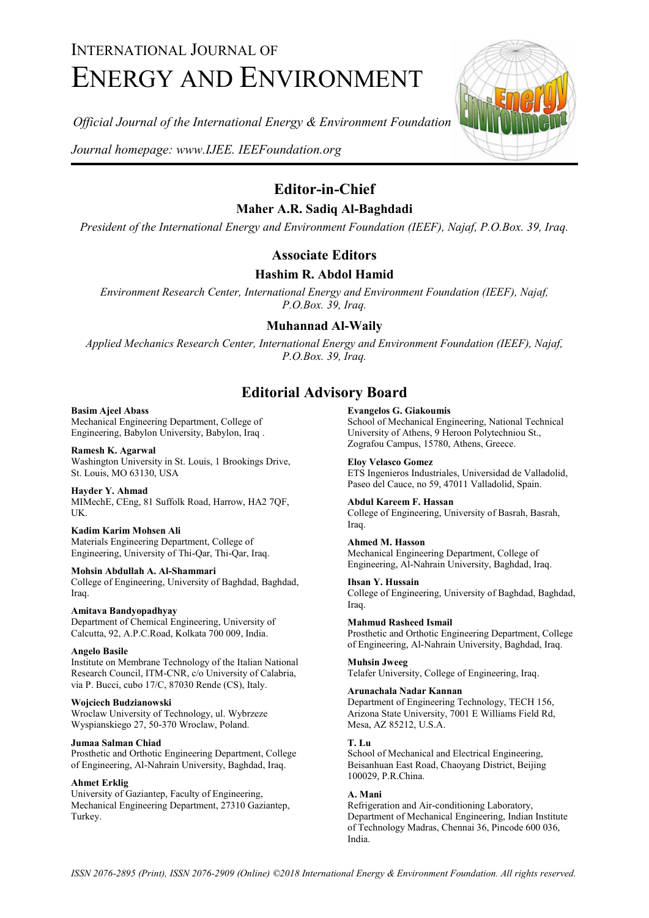# INTERNATIONAL JOURNAL OF ENERGY AND ENVIRONMENT

*Official Journal of the International Energy & Environment Foundation*

*Journal homepage: www.IJEE. IEEFoundation.org*

## Editor-in-Chief

### Maher A.R. Sadiq Al-Baghdadi

*President of the International Energy and Environment Foundation (IEEF), Najaf, P.O.Box. 39, Iraq.*

## Associate Editors

### Hashim R. Abdol Hamid

*Environment Research Center, International Energy and Environment Foundation (IEEF), Najaf, P.O.Box. 39, Iraq.*

### Muhannad Al-Waily

*Applied Mechanics Research Center, International Energy and Environment Foundation (IEEF), Najaf, P.O.Box. 39, Iraq.*

## Editorial Advisory Board

**Basim Ajeel Abass**
Mechanical Engineering Department, College of Engineering, Babylon University, Babylon, Iraq .

**Ramesh K. Agarwal**
Washington University in St. Louis, 1 Brookings Drive, St. Louis, MO 63130, USA

**Hayder Y. Ahmad**
MIMechE, CEng, 81 Suffolk Road, Harrow, HA2 7QF, UK.

**Kadim Karim Mohsen Ali**
Materials Engineering Department, College of Engineering, University of Thi-Qar, Thi-Qar, Iraq.

**Mohsin Abdullah A. Al-Shammari**
College of Engineering, University of Baghdad, Baghdad, Iraq.

**Amitava Bandyopadhyay**
Department of Chemical Engineering, University of Calcutta, 92, A.P.C.Road, Kolkata 700 009, India.

**Angelo Basile**
Institute on Membrane Technology of the Italian National Research Council, ITM-CNR, c/o University of Calabria, via P. Bucci, cubo 17/C, 87030 Rende (CS), Italy.

**Wojciech Budzianowski**
Wroclaw University of Technology, ul. Wybrzeze Wyspianskiego 27, 50-370 Wroclaw, Poland.

**Jumaa Salman Chiad**
Prosthetic and Orthotic Engineering Department, College of Engineering, Al-Nahrain University, Baghdad, Iraq.

**Ahmet Erklig**
University of Gaziantep, Faculty of Engineering, Mechanical Engineering Department, 27310 Gaziantep, Turkey.

**Evangelos G. Giakoumis**
School of Mechanical Engineering, National Technical University of Athens, 9 Heroon Polytechniou St., Zografou Campus, 15780, Athens, Greece.

**Eloy Velasco Gomez**
ETS Ingenieros Industriales, Universidad de Valladolid, Paseo del Cauce, no 59, 47011 Valladolid, Spain.

**Abdul Kareem F. Hassan**
College of Engineering, University of Basrah, Basrah, Iraq.

**Ahmed M. Hasson**
Mechanical Engineering Department, College of Engineering, Al-Nahrain University, Baghdad, Iraq.

**Ihsan Y. Hussain**
College of Engineering, University of Baghdad, Baghdad, Iraq.

**Mahmud Rasheed Ismail**
Prosthetic and Orthotic Engineering Department, College of Engineering, Al-Nahrain University, Baghdad, Iraq.

**Muhsin Jweeg**
Telafer University, College of Engineering, Iraq.

**Arunachala Nadar Kannan**
Department of Engineering Technology, TECH 156, Arizona State University, 7001 E Williams Field Rd, Mesa, AZ 85212, U.S.A.

**T. Lu**
School of Mechanical and Electrical Engineering, Beisanhuan East Road, Chaoyang District, Beijing 100029, P.R.China.

**A. Mani**
Refrigeration and Air-conditioning Laboratory, Department of Mechanical Engineering, Indian Institute of Technology Madras, Chennai 36, Pincode 600 036, India.

*ISSN 2076-2895 (Print), ISSN 2076-2909 (Online) ©2018 International Energy & Environment Foundation. All rights reserved.*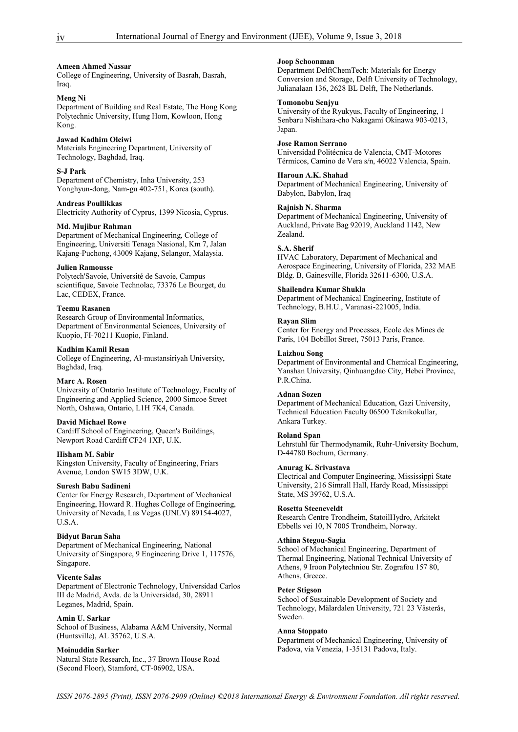**Ameen Ahmed Nassar**
College of Engineering, University of Basrah, Basrah, Iraq.

**Meng Ni**
Department of Building and Real Estate, The Hong Kong Polytechnic University, Hung Hom, Kowloon, Hong Kong.

**Jawad Kadhim Oleiwi**
Materials Engineering Department, University of Technology, Baghdad, Iraq.

**S-J Park**
Department of Chemistry, Inha University, 253 Yonghyun-dong, Nam-gu 402-751, Korea (south).

**Andreas Poullikkas**
Electricity Authority of Cyprus, 1399 Nicosia, Cyprus.

**Md. Mujibur Rahman**
Department of Mechanical Engineering, College of Engineering, Universiti Tenaga Nasional, Km 7, Jalan Kajang-Puchong, 43009 Kajang, Selangor, Malaysia.

**Julien Ramousse**
Polytech'Savoie, Université de Savoie, Campus scientifique, Savoie Technolac, 73376 Le Bourget, du Lac, CEDEX, France.

**Teemu Rasanen**
Research Group of Environmental Informatics, Department of Environmental Sciences, University of Kuopio, FI-70211 Kuopio, Finland.

**Kadhim Kamil Resan**
College of Engineering, Al-mustansiriyah University, Baghdad, Iraq.

**Marc A. Rosen**
University of Ontario Institute of Technology, Faculty of Engineering and Applied Science, 2000 Simcoe Street North, Oshawa, Ontario, L1H 7K4, Canada.

**David Michael Rowe**
Cardiff School of Engineering, Queen's Buildings, Newport Road Cardiff CF24 1XF, U.K.

**Hisham M. Sabir**
Kingston University, Faculty of Engineering, Friars Avenue, London SW15 3DW, U.K.

**Suresh Babu Sadineni**
Center for Energy Research, Department of Mechanical Engineering, Howard R. Hughes College of Engineering, University of Nevada, Las Vegas (UNLV) 89154-4027, U.S.A.

**Bidyut Baran Saha**
Department of Mechanical Engineering, National University of Singapore, 9 Engineering Drive 1, 117576, Singapore.

**Vicente Salas**
Department of Electronic Technology, Universidad Carlos III de Madrid, Avda. de la Universidad, 30, 28911 Leganes, Madrid, Spain.

**Amin U. Sarkar**
School of Business, Alabama A&M University, Normal (Huntsville), AL 35762, U.S.A.

**Moinuddin Sarker**
Natural State Research, Inc., 37 Brown House Road (Second Floor), Stamford, CT-06902, USA.

**Joop Schoonman**
Department DelftChemTech: Materials for Energy Conversion and Storage, Delft University of Technology, Julianalaan 136, 2628 BL Delft, The Netherlands.

**Tomonobu Senjyu**
University of the Ryukyus, Faculty of Engineering, 1 Senbaru Nishihara-cho Nakagami Okinawa 903-0213, Japan.

**Jose Ramon Serrano**
Universidad Politécnica de Valencia, CMT-Motores Térmicos, Camino de Vera s/n, 46022 Valencia, Spain.

**Haroun A.K. Shahad**
Department of Mechanical Engineering, University of Babylon, Babylon, Iraq

**Rajnish N. Sharma**
Department of Mechanical Engineering, University of Auckland, Private Bag 92019, Auckland 1142, New Zealand.

**S.A. Sherif**
HVAC Laboratory, Department of Mechanical and Aerospace Engineering, University of Florida, 232 MAE Bldg. B, Gainesville, Florida 32611-6300, U.S.A.

**Shailendra Kumar Shukla**
Department of Mechanical Engineering, Institute of Technology, B.H.U., Varanasi-221005, India.

**Rayan Slim**
Center for Energy and Processes, Ecole des Mines de Paris, 104 Bobillot Street, 75013 Paris, France.

**Laizhou Song**
Department of Environmental and Chemical Engineering, Yanshan University, Qinhuangdao City, Hebei Province, P.R.China.

**Adnan Sozen**
Department of Mechanical Education, Gazi University, Technical Education Faculty 06500 Teknikokullar, Ankara Turkey.

**Roland Span**
Lehrstuhl für Thermodynamik, Ruhr-University Bochum, D-44780 Bochum, Germany.

**Anurag K. Srivastava**
Electrical and Computer Engineering, Mississippi State University, 216 Simrall Hall, Hardy Road, Mississippi State, MS 39762, U.S.A.

**Rosetta Steeneveldt**
Research Centre Trondheim, StatoilHydro, Arkitekt Ebbells vei 10, N 7005 Trondheim, Norway.

**Athina Stegou-Sagia**
School of Mechanical Engineering, Department of Thermal Engineering, National Technical University of Athens, 9 Iroon Polytechniou Str. Zografou 157 80, Athens, Greece.

**Peter Stigson**
School of Sustainable Development of Society and Technology, Mälardalen University, 721 23 Västerås, Sweden.

**Anna Stoppato**
Department of Mechanical Engineering, University of Padova, via Venezia, 1-35131 Padova, Italy.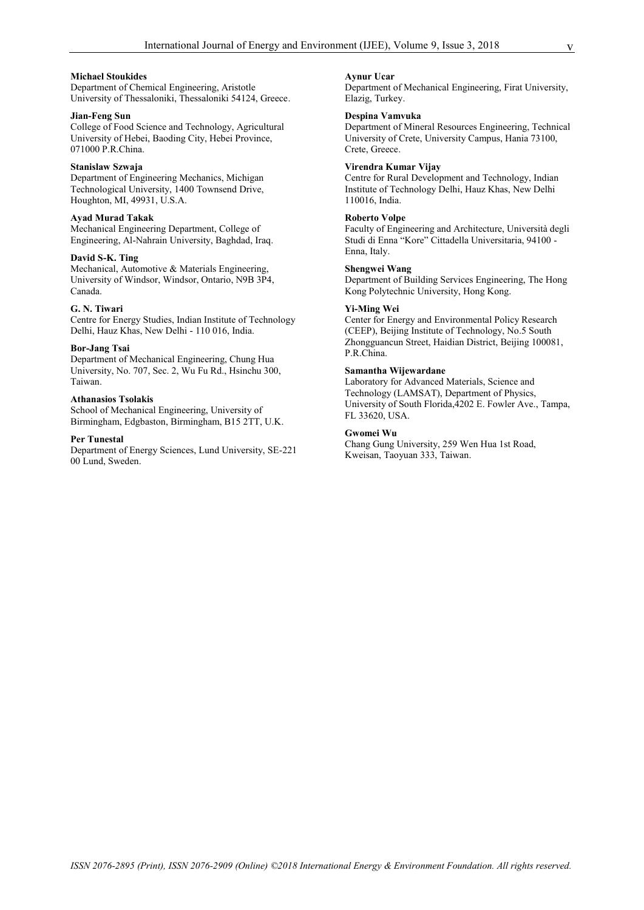**Michael Stoukides**
Department of Chemical Engineering, Aristotle University of Thessaloniki, Thessaloniki 54124, Greece.

**Jian-Feng Sun**
College of Food Science and Technology, Agricultural University of Hebei, Baoding City, Hebei Province, 071000 P.R.China.

**Stanislaw Szwaja**
Department of Engineering Mechanics, Michigan Technological University, 1400 Townsend Drive, Houghton, MI, 49931, U.S.A.

**Ayad Murad Takak**
Mechanical Engineering Department, College of Engineering, Al-Nahrain University, Baghdad, Iraq.

**David S-K. Ting**
Mechanical, Automotive & Materials Engineering, University of Windsor, Windsor, Ontario, N9B 3P4, Canada.

**G. N. Tiwari**
Centre for Energy Studies, Indian Institute of Technology Delhi, Hauz Khas, New Delhi - 110 016, India.

**Bor-Jang Tsai**
Department of Mechanical Engineering, Chung Hua University, No. 707, Sec. 2, Wu Fu Rd., Hsinchu 300, Taiwan.

**Athanasios Tsolakis**
School of Mechanical Engineering, University of Birmingham, Edgbaston, Birmingham, B15 2TT, U.K.

**Per Tunestal**
Department of Energy Sciences, Lund University, SE-221 00 Lund, Sweden.

**Aynur Ucar**
Department of Mechanical Engineering, Firat University, Elazig, Turkey.

**Despina Vamvuka**
Department of Mineral Resources Engineering, Technical University of Crete, University Campus, Hania 73100, Crete, Greece.

**Virendra Kumar Vijay**
Centre for Rural Development and Technology, Indian Institute of Technology Delhi, Hauz Khas, New Delhi 110016, India.

**Roberto Volpe**
Faculty of Engineering and Architecture, Università degli Studi di Enna "Kore" Cittadella Universitaria, 94100 - Enna, Italy.

**Shengwei Wang**
Department of Building Services Engineering, The Hong Kong Polytechnic University, Hong Kong.

**Yi-Ming Wei**
Center for Energy and Environmental Policy Research (CEEP), Beijing Institute of Technology, No.5 South Zhongguancun Street, Haidian District, Beijing 100081, P.R.China.

**Samantha Wijewardane**
Laboratory for Advanced Materials, Science and Technology (LAMSAT), Department of Physics, University of South Florida,4202 E. Fowler Ave., Tampa, FL 33620, USA.

**Gwomei Wu**
Chang Gung University, 259 Wen Hua 1st Road, Kweisan, Taoyuan 333, Taiwan.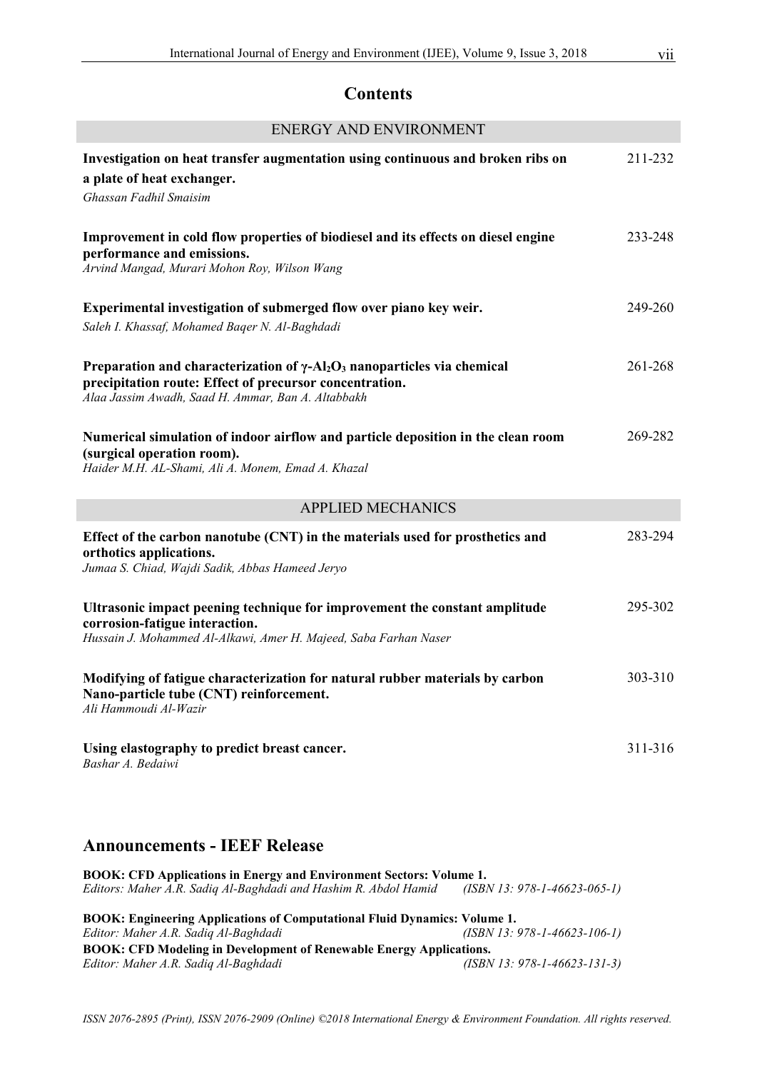# Contents

## ENERGY AND ENVIRONMENT

**Investigation on heat transfer augmentation using continuous and broken ribs on a plate of heat exchanger.** 211-232
*Ghassan Fadhil Smaisim*

**Improvement in cold flow properties of biodiesel and its effects on diesel engine performance and emissions.** 233-248
*Arvind Mangad, Murari Mohon Roy, Wilson Wang*

**Experimental investigation of submerged flow over piano key weir.** 249-260
*Saleh I. Khassaf, Mohamed Baqer N. Al-Baghdadi*

**Preparation and characterization of $\gamma$-$Al_2O_3$ nanoparticles via chemical precipitation route: Effect of precursor concentration.** 261-268
*Alaa Jassim Awadh, Saad H. Ammar, Ban A. Altabbakh*

**Numerical simulation of indoor airflow and particle deposition in the clean room (surgical operation room).** 269-282
*Haider M.H. AL-Shami, Ali A. Monem, Emad A. Khazal*

## APPLIED MECHANICS

**Effect of the carbon nanotube (CNT) in the materials used for prosthetics and orthotics applications.** 283-294
*Jumaa S. Chiad, Wajdi Sadik, Abbas Hameed Jeryo*

**Ultrasonic impact peening technique for improvement the constant amplitude corrosion-fatigue interaction.** 295-302
*Hussain J. Mohammed Al-Alkawi, Amer H. Majeed, Saba Farhan Naser*

**Modifying of fatigue characterization for natural rubber materials by carbon Nano-particle tube (CNT) reinforcement.** 303-310
*Ali Hammoudi Al-Wazir*

**Using elastography to predict breast cancer.** 311-316
*Bashar A. Bedaiwi*

# Announcements - IEEF Release

**BOOK: CFD Applications in Energy and Environment Sectors: Volume 1.**
*Editors: Maher A.R. Sadiq Al-Baghdadi and Hashim R. Abdol Hamid (ISBN 13: 978-1-46623-065-1)*

**BOOK: Engineering Applications of Computational Fluid Dynamics: Volume 1.**
*Editor: Maher A.R. Sadiq Al-Baghdadi (ISBN 13: 978-1-46623-106-1)*

**BOOK: CFD Modeling in Development of Renewable Energy Applications.**
*Editor: Maher A.R. Sadiq Al-Baghdadi (ISBN 13: 978-1-46623-131-3)*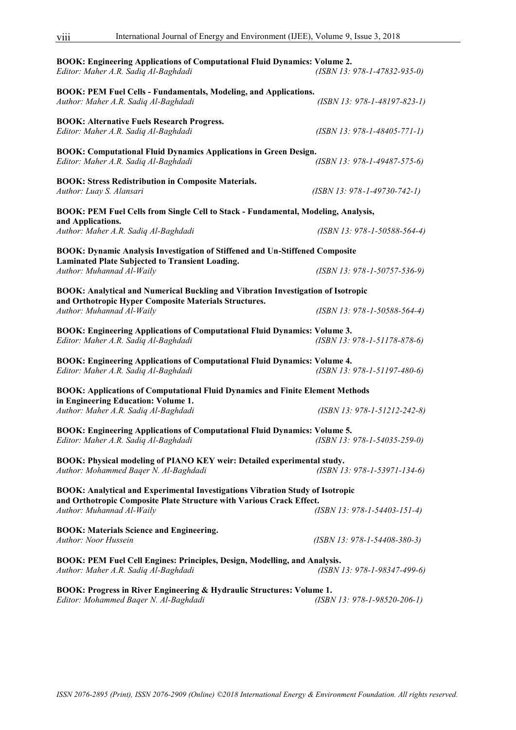**BOOK: Engineering Applications of Computational Fluid Dynamics: Volume 2.**
*Editor: Maher A.R. Sadiq Al-Baghdadi* *(ISBN 13: 978-1-47832-935-0)*

**BOOK: PEM Fuel Cells - Fundamentals, Modeling, and Applications.**
*Author: Maher A.R. Sadiq Al-Baghdadi* *(ISBN 13: 978-1-48197-823-1)*

**BOOK: Alternative Fuels Research Progress.**
*Editor: Maher A.R. Sadiq Al-Baghdadi* *(ISBN 13: 978-1-48405-771-1)*

**BOOK: Computational Fluid Dynamics Applications in Green Design.**
*Editor: Maher A.R. Sadiq Al-Baghdadi* *(ISBN 13: 978-1-49487-575-6)*

**BOOK: Stress Redistribution in Composite Materials.**
*Author: Luay S. Alansari* *(ISBN 13: 978-1-49730-742-1)*

**BOOK: PEM Fuel Cells from Single Cell to Stack - Fundamental, Modeling, Analysis, and Applications.**
*Author: Maher A.R. Sadiq Al-Baghdadi* *(ISBN 13: 978-1-50588-564-4)*

**BOOK: Dynamic Analysis Investigation of Stiffened and Un-Stiffened Composite Laminated Plate Subjected to Transient Loading.**
*Author: Muhannad Al-Waily* *(ISBN 13: 978-1-50757-536-9)*

**BOOK: Analytical and Numerical Buckling and Vibration Investigation of Isotropic and Orthotropic Hyper Composite Materials Structures.**
*Author: Muhannad Al-Waily* *(ISBN 13: 978-1-50588-564-4)*

**BOOK: Engineering Applications of Computational Fluid Dynamics: Volume 3.**
*Editor: Maher A.R. Sadiq Al-Baghdadi* *(ISBN 13: 978-1-51178-878-6)*

**BOOK: Engineering Applications of Computational Fluid Dynamics: Volume 4.**
*Editor: Maher A.R. Sadiq Al-Baghdadi* *(ISBN 13: 978-1-51197-480-6)*

**BOOK: Applications of Computational Fluid Dynamics and Finite Element Methods in Engineering Education: Volume 1.**
*Author: Maher A.R. Sadiq Al-Baghdadi* *(ISBN 13: 978-1-51212-242-8)*

**BOOK: Engineering Applications of Computational Fluid Dynamics: Volume 5.**
*Editor: Maher A.R. Sadiq Al-Baghdadi* *(ISBN 13: 978-1-54035-259-0)*

**BOOK: Physical modeling of PIANO KEY weir: Detailed experimental study.**
*Author: Mohammed Baqer N. Al-Baghdadi* *(ISBN 13: 978-1-53971-134-6)*

**BOOK: Analytical and Experimental Investigations Vibration Study of Isotropic and Orthotropic Composite Plate Structure with Various Crack Effect.**
*Author: Muhannad Al-Waily* *(ISBN 13: 978-1-54403-151-4)*

**BOOK: Materials Science and Engineering.**
*Author: Noor Hussein* *(ISBN 13: 978-1-54408-380-3)*

**BOOK: PEM Fuel Cell Engines: Principles, Design, Modelling, and Analysis.**
*Author: Maher A.R. Sadiq Al-Baghdadi* *(ISBN 13: 978-1-98347-499-6)*

**BOOK: Progress in River Engineering & Hydraulic Structures: Volume 1.**
*Editor: Mohammed Baqer N. Al-Baghdadi* *(ISBN 13: 978-1-98520-206-1)*